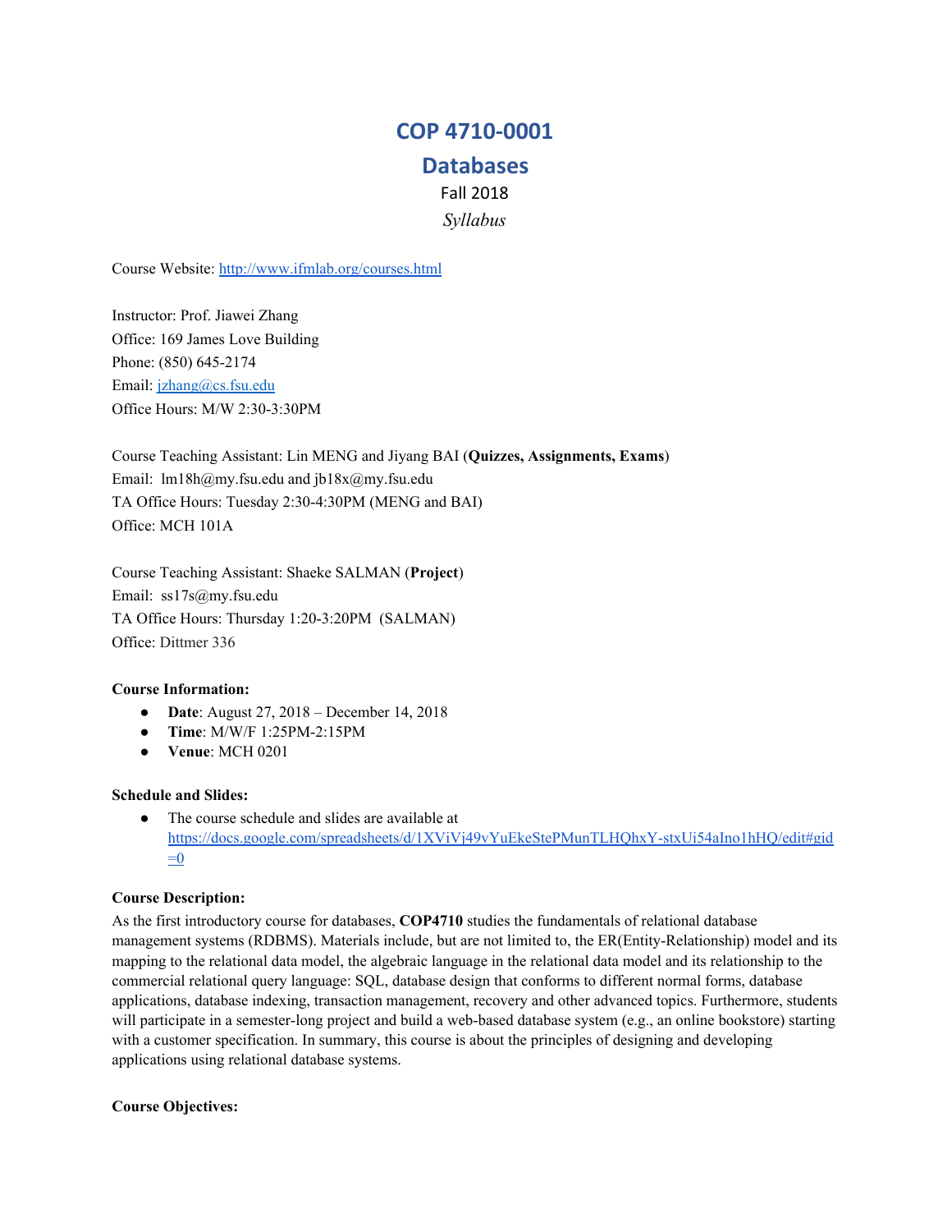# COP 4710-0001

# Databases

Fall 2018

*Syllabus*

Course Website: [http://www.ifmlab.org/courses.html](http://www.ifmlab.org/courses.html)

Instructor: Prof. Jiawei Zhang
Office: 169 James Love Building
Phone: (850) 645-2174
Email: [jzhang@cs.fsu.edu](mailto:jzhang@cs.fsu.edu)
Office Hours: M/W 2:30-3:30PM

Course Teaching Assistant: Lin MENG and Jiyang BAI (**Quizzes, Assignments, Exams**)
Email: lm18h@my.fsu.edu and jb18x@my.fsu.edu
TA Office Hours: Tuesday 2:30-4:30PM (MENG and BAI)
Office: MCH 101A

Course Teaching Assistant: Shaeke SALMAN (**Project**)
Email: ss17s@my.fsu.edu
TA Office Hours: Thursday 1:20-3:20PM (SALMAN)
Office: Dittmer 336

**Course Information:**

- **Date**: August 27, 2018 – December 14, 2018
- **Time**: M/W/F 1:25PM-2:15PM
- **Venue**: MCH 0201

**Schedule and Slides:**

- The course schedule and slides are available at [https://docs.google.com/spreadsheets/d/1XViVj49vYuEkeStePMunTLHQhxY-stxUi54aIno1hHQ/edit#gid=0](https://docs.google.com/spreadsheets/d/1XViVj49vYuEkeStePMunTLHQhxY-stxUi54aIno1hHQ/edit#gid=0)

**Course Description:**

As the first introductory course for databases, **COP4710** studies the fundamentals of relational database management systems (RDBMS). Materials include, but are not limited to, the ER(Entity-Relationship) model and its mapping to the relational data model, the algebraic language in the relational data model and its relationship to the commercial relational query language: SQL, database design that conforms to different normal forms, database applications, database indexing, transaction management, recovery and other advanced topics. Furthermore, students will participate in a semester-long project and build a web-based database system (e.g., an online bookstore) starting with a customer specification. In summary, this course is about the principles of designing and developing applications using relational database systems.

**Course Objectives:**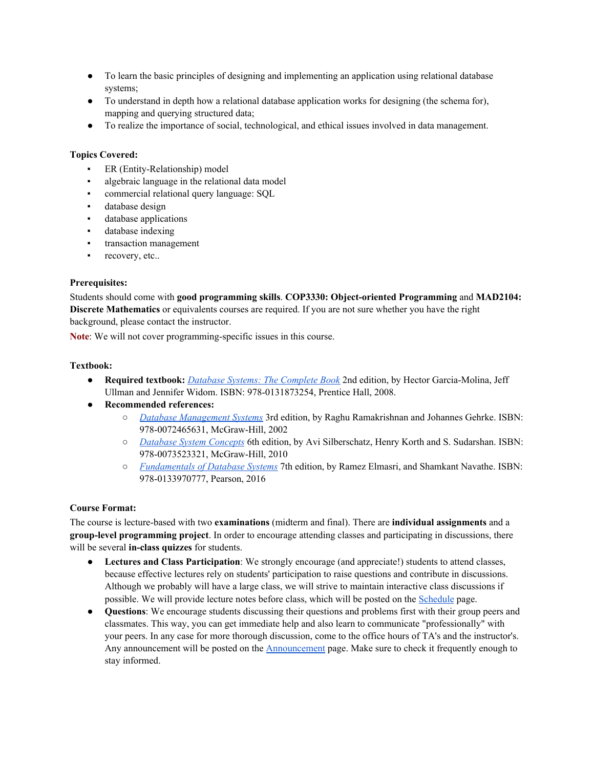- To learn the basic principles of designing and implementing an application using relational database systems;
- To understand in depth how a relational database application works for designing (the schema for), mapping and querying structured data;
- To realize the importance of social, technological, and ethical issues involved in data management.

**Topics Covered:**

- ER (Entity-Relationship) model
- algebraic language in the relational data model
- commercial relational query language: SQL
- database design
- database applications
- database indexing
- transaction management
- recovery, etc..

**Prerequisites:**

Students should come with **good programming skills**. **COP3330: Object-oriented Programming** and **MAD2104: Discrete Mathematics** or equivalents courses are required. If you are not sure whether you have the right background, please contact the instructor.

**Note**: We will not cover programming-specific issues in this course.

**Textbook:**

- **Required textbook:** *Database Systems: The Complete Book* 2nd edition, by Hector Garcia-Molina, Jeff Ullman and Jennifer Widom. ISBN: 978-0131873254, Prentice Hall, 2008.
- **Recommended references:**
  - *Database Management Systems* 3rd edition, by Raghu Ramakrishnan and Johannes Gehrke. ISBN: 978-0072465631, McGraw-Hill, 2002
  - *Database System Concepts* 6th edition, by Avi Silberschatz, Henry Korth and S. Sudarshan. ISBN: 978-0073523321, McGraw-Hill, 2010
  - *Fundamentals of Database Systems* 7th edition, by Ramez Elmasri, and Shamkant Navathe. ISBN: 978-0133970777, Pearson, 2016

**Course Format:**

The course is lecture-based with two **examinations** (midterm and final). There are **individual assignments** and a **group-level programming project**. In order to encourage attending classes and participating in discussions, there will be several **in-class quizzes** for students.

- **Lectures and Class Participation**: We strongly encourage (and appreciate!) students to attend classes, because effective lectures rely on students' participation to raise questions and contribute in discussions. Although we probably will have a large class, we will strive to maintain interactive class discussions if possible. We will provide lecture notes before class, which will be posted on the Schedule page.
- **Questions**: We encourage students discussing their questions and problems first with their group peers and classmates. This way, you can get immediate help and also learn to communicate "professionally" with your peers. In any case for more thorough discussion, come to the office hours of TA's and the instructor's. Any announcement will be posted on the Announcement page. Make sure to check it frequently enough to stay informed.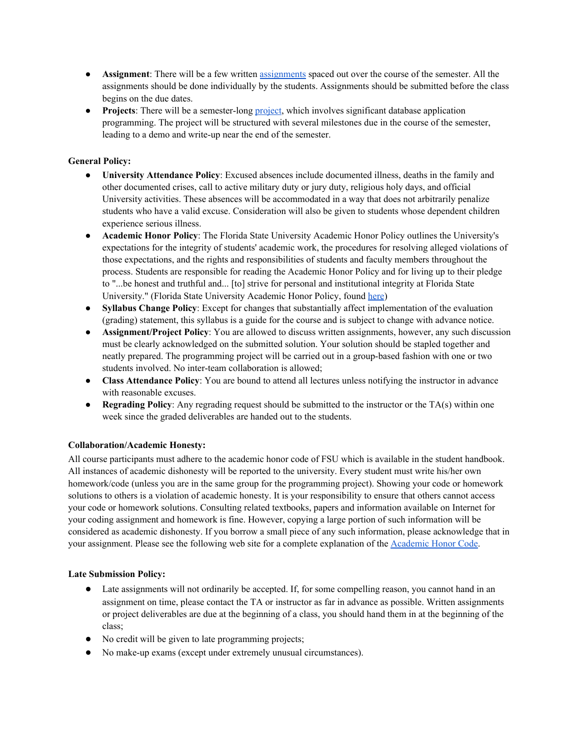- **Assignment**: There will be a few written assignments spaced out over the course of the semester. All the assignments should be done individually by the students. Assignments should be submitted before the class begins on the due dates.
- **Projects**: There will be a semester-long project, which involves significant database application programming. The project will be structured with several milestones due in the course of the semester, leading to a demo and write-up near the end of the semester.

**General Policy:**

- **University Attendance Policy**: Excused absences include documented illness, deaths in the family and other documented crises, call to active military duty or jury duty, religious holy days, and official University activities. These absences will be accommodated in a way that does not arbitrarily penalize students who have a valid excuse. Consideration will also be given to students whose dependent children experience serious illness.
- **Academic Honor Policy**: The Florida State University Academic Honor Policy outlines the University's expectations for the integrity of students' academic work, the procedures for resolving alleged violations of those expectations, and the rights and responsibilities of students and faculty members throughout the process. Students are responsible for reading the Academic Honor Policy and for living up to their pledge to "...be honest and truthful and... [to] strive for personal and institutional integrity at Florida State University." (Florida State University Academic Honor Policy, found here)
- **Syllabus Change Policy**: Except for changes that substantially affect implementation of the evaluation (grading) statement, this syllabus is a guide for the course and is subject to change with advance notice.
- **Assignment/Project Policy**: You are allowed to discuss written assignments, however, any such discussion must be clearly acknowledged on the submitted solution. Your solution should be stapled together and neatly prepared. The programming project will be carried out in a group-based fashion with one or two students involved. No inter-team collaboration is allowed;
- **Class Attendance Policy**: You are bound to attend all lectures unless notifying the instructor in advance with reasonable excuses.
- **Regrading Policy**: Any regrading request should be submitted to the instructor or the TA(s) within one week since the graded deliverables are handed out to the students.

**Collaboration/Academic Honesty:**

All course participants must adhere to the academic honor code of FSU which is available in the student handbook. All instances of academic dishonesty will be reported to the university. Every student must write his/her own homework/code (unless you are in the same group for the programming project). Showing your code or homework solutions to others is a violation of academic honesty. It is your responsibility to ensure that others cannot access your code or homework solutions. Consulting related textbooks, papers and information available on Internet for your coding assignment and homework is fine. However, copying a large portion of such information will be considered as academic dishonesty. If you borrow a small piece of any such information, please acknowledge that in your assignment. Please see the following web site for a complete explanation of the Academic Honor Code.

**Late Submission Policy:**

- Late assignments will not ordinarily be accepted. If, for some compelling reason, you cannot hand in an assignment on time, please contact the TA or instructor as far in advance as possible. Written assignments or project deliverables are due at the beginning of a class, you should hand them in at the beginning of the class;
- No credit will be given to late programming projects;
- No make-up exams (except under extremely unusual circumstances).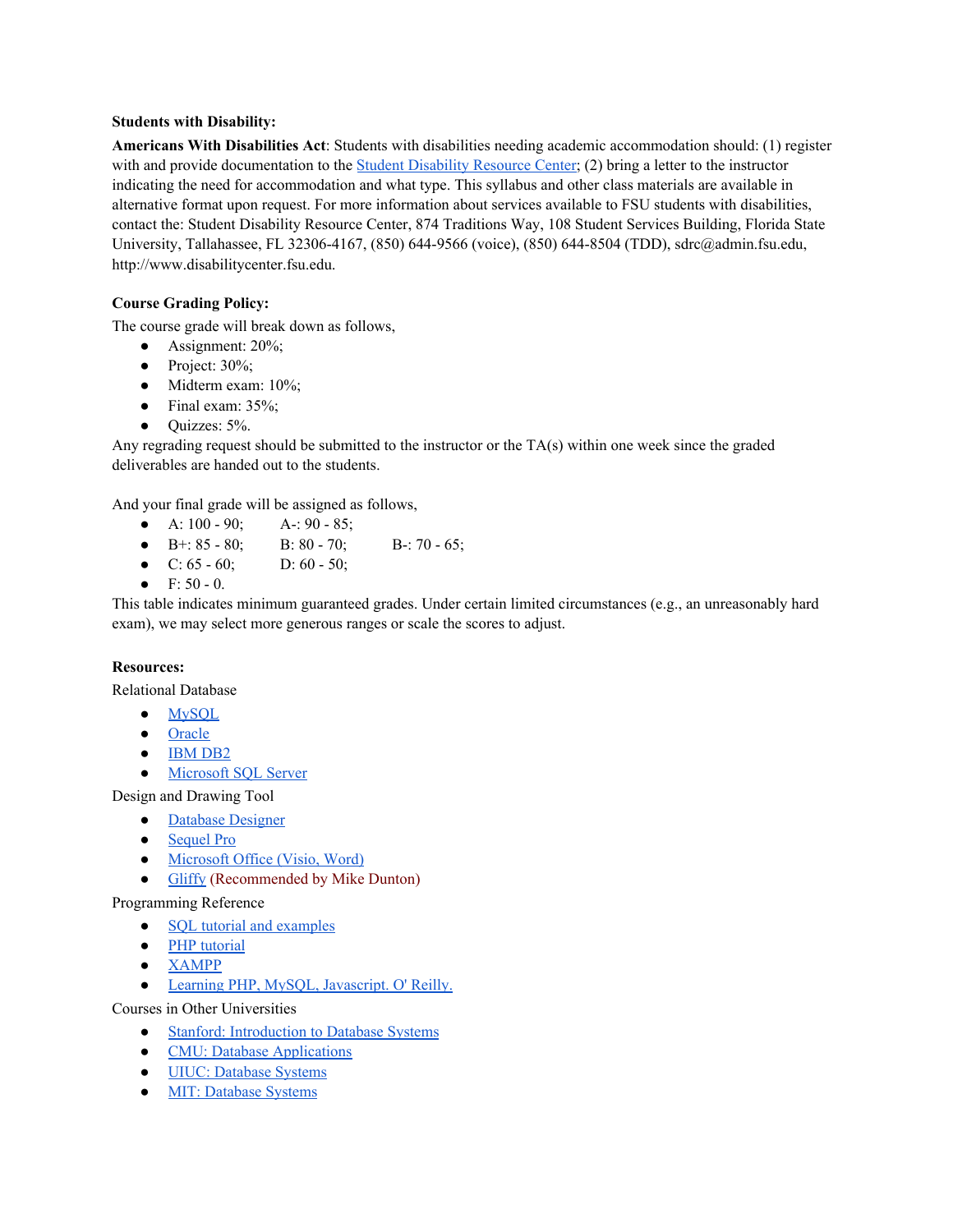**Students with Disability:**

**Americans With Disabilities Act**: Students with disabilities needing academic accommodation should: (1) register with and provide documentation to the Student Disability Resource Center; (2) bring a letter to the instructor indicating the need for accommodation and what type. This syllabus and other class materials are available in alternative format upon request. For more information about services available to FSU students with disabilities, contact the: Student Disability Resource Center, 874 Traditions Way, 108 Student Services Building, Florida State University, Tallahassee, FL 32306-4167, (850) 644-9566 (voice), (850) 644-8504 (TDD), sdrc@admin.fsu.edu, http://www.disabilitycenter.fsu.edu.

**Course Grading Policy:**

The course grade will break down as follows,

- Assignment: 20%;
- Project: 30%;
- Midterm exam: 10%;
- Final exam: 35%;
- Quizzes: 5%.

Any regrading request should be submitted to the instructor or the TA(s) within one week since the graded deliverables are handed out to the students.

And your final grade will be assigned as follows,

- A: 100 - 90; A-: 90 - 85;
- B+: 85 - 80; B: 80 - 70; B-: 70 - 65;
- C: 65 - 60; D: 60 - 50;
- F: 50 - 0.

This table indicates minimum guaranteed grades. Under certain limited circumstances (e.g., an unreasonably hard exam), we may select more generous ranges or scale the scores to adjust.

**Resources:**

Relational Database

- MySQL
- Oracle
- IBM DB2
- Microsoft SQL Server

Design and Drawing Tool

- Database Designer
- Sequel Pro
- Microsoft Office (Visio, Word)
- Gliffy (Recommended by Mike Dunton)

Programming Reference

- SQL tutorial and examples
- PHP tutorial
- XAMPP
- Learning PHP, MySQL, Javascript. O' Reilly.

Courses in Other Universities

- Stanford: Introduction to Database Systems
- CMU: Database Applications
- UIUC: Database Systems
- MIT: Database Systems